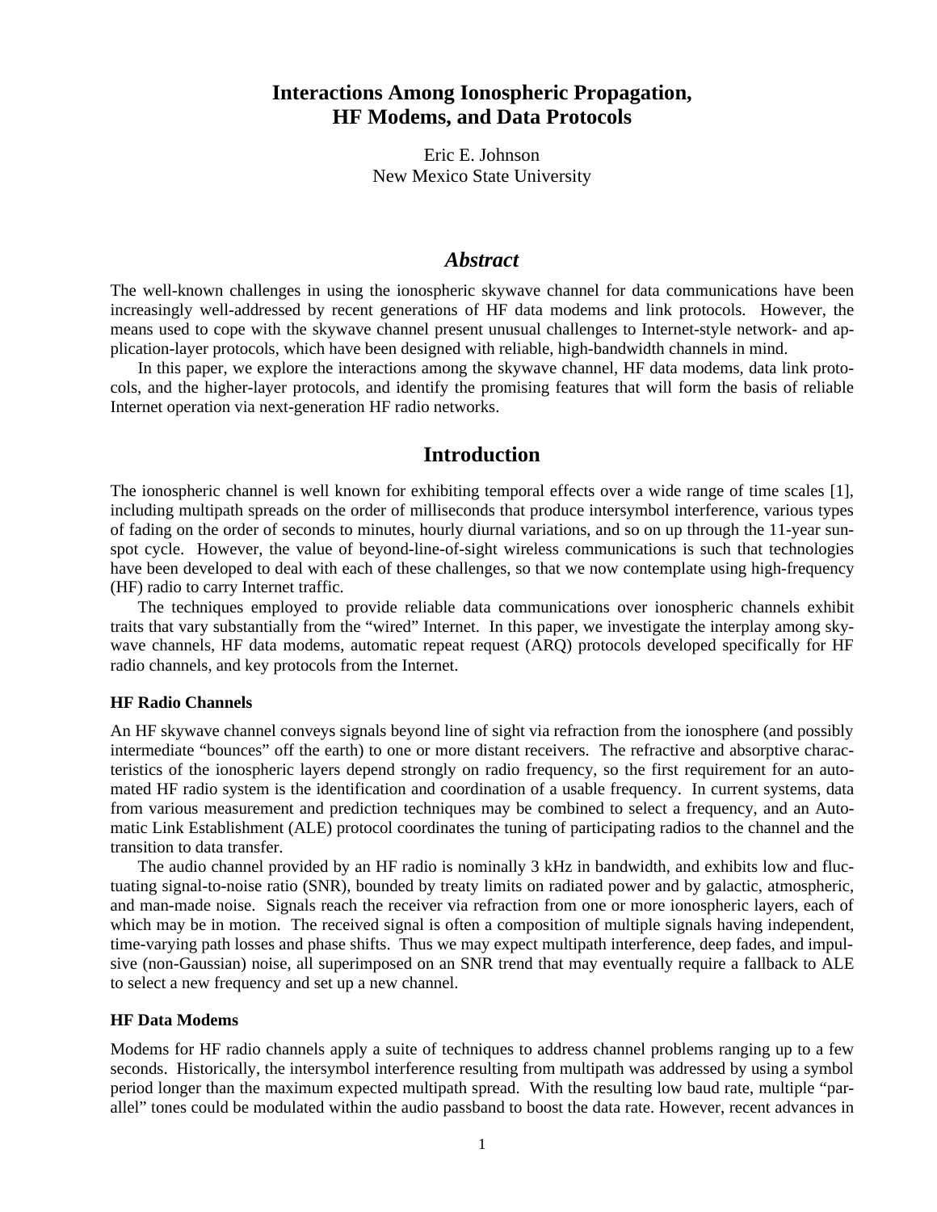# Interactions Among Ionospheric Propagation, HF Modems, and Data Protocols

Eric E. Johnson
New Mexico State University

## *Abstract*

The well-known challenges in using the ionospheric skywave channel for data communications have been increasingly well-addressed by recent generations of HF data modems and link protocols. However, the means used to cope with the skywave channel present unusual challenges to Internet-style network- and application-layer protocols, which have been designed with reliable, high-bandwidth channels in mind.

In this paper, we explore the interactions among the skywave channel, HF data modems, data link protocols, and the higher-layer protocols, and identify the promising features that will form the basis of reliable Internet operation via next-generation HF radio networks.

## Introduction

The ionospheric channel is well known for exhibiting temporal effects over a wide range of time scales [1], including multipath spreads on the order of milliseconds that produce intersymbol interference, various types of fading on the order of seconds to minutes, hourly diurnal variations, and so on up through the 11-year sunspot cycle. However, the value of beyond-line-of-sight wireless communications is such that technologies have been developed to deal with each of these challenges, so that we now contemplate using high-frequency (HF) radio to carry Internet traffic.

The techniques employed to provide reliable data communications over ionospheric channels exhibit traits that vary substantially from the "wired" Internet. In this paper, we investigate the interplay among skywave channels, HF data modems, automatic repeat request (ARQ) protocols developed specifically for HF radio channels, and key protocols from the Internet.

### HF Radio Channels

An HF skywave channel conveys signals beyond line of sight via refraction from the ionosphere (and possibly intermediate "bounces" off the earth) to one or more distant receivers. The refractive and absorptive characteristics of the ionospheric layers depend strongly on radio frequency, so the first requirement for an automated HF radio system is the identification and coordination of a usable frequency. In current systems, data from various measurement and prediction techniques may be combined to select a frequency, and an Automatic Link Establishment (ALE) protocol coordinates the tuning of participating radios to the channel and the transition to data transfer.

The audio channel provided by an HF radio is nominally 3 kHz in bandwidth, and exhibits low and fluctuating signal-to-noise ratio (SNR), bounded by treaty limits on radiated power and by galactic, atmospheric, and man-made noise. Signals reach the receiver via refraction from one or more ionospheric layers, each of which may be in motion. The received signal is often a composition of multiple signals having independent, time-varying path losses and phase shifts. Thus we may expect multipath interference, deep fades, and impulsive (non-Gaussian) noise, all superimposed on an SNR trend that may eventually require a fallback to ALE to select a new frequency and set up a new channel.

### HF Data Modems

Modems for HF radio channels apply a suite of techniques to address channel problems ranging up to a few seconds. Historically, the intersymbol interference resulting from multipath was addressed by using a symbol period longer than the maximum expected multipath spread. With the resulting low baud rate, multiple "parallel" tones could be modulated within the audio passband to boost the data rate. However, recent advances in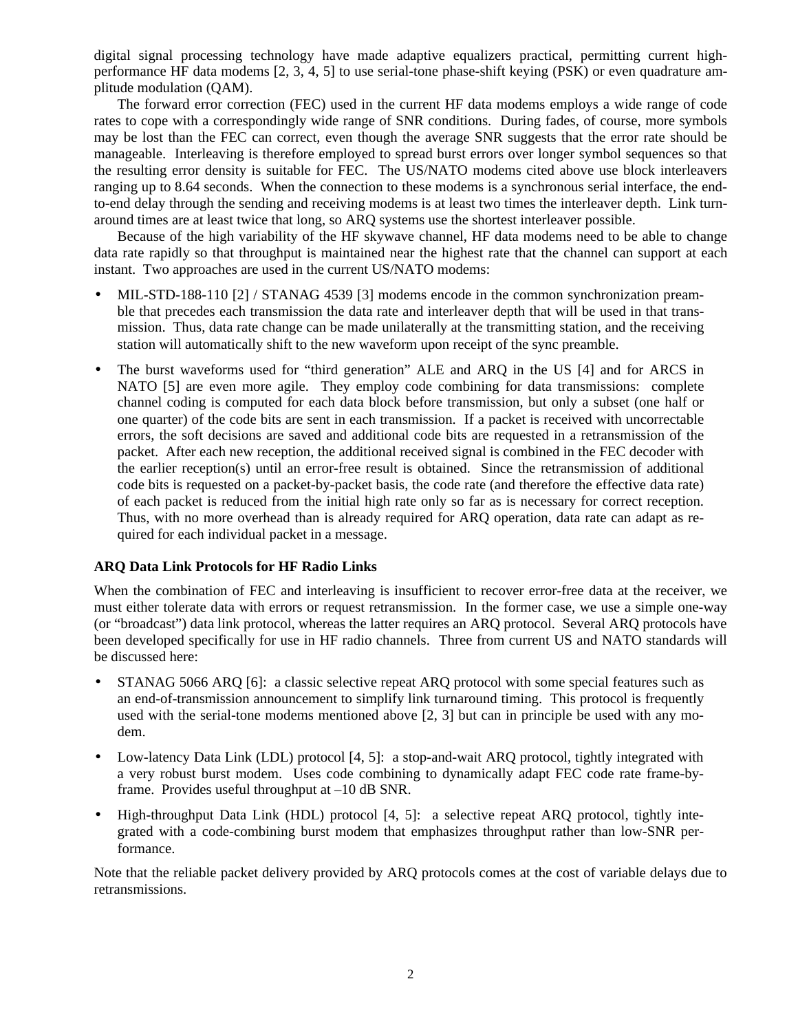digital signal processing technology have made adaptive equalizers practical, permitting current high-performance HF data modems [2, 3, 4, 5] to use serial-tone phase-shift keying (PSK) or even quadrature amplitude modulation (QAM).

The forward error correction (FEC) used in the current HF data modems employs a wide range of code rates to cope with a correspondingly wide range of SNR conditions. During fades, of course, more symbols may be lost than the FEC can correct, even though the average SNR suggests that the error rate should be manageable. Interleaving is therefore employed to spread burst errors over longer symbol sequences so that the resulting error density is suitable for FEC. The US/NATO modems cited above use block interleavers ranging up to 8.64 seconds. When the connection to these modems is a synchronous serial interface, the end-to-end delay through the sending and receiving modems is at least two times the interleaver depth. Link turn-around times are at least twice that long, so ARQ systems use the shortest interleaver possible.

Because of the high variability of the HF skywave channel, HF data modems need to be able to change data rate rapidly so that throughput is maintained near the highest rate that the channel can support at each instant. Two approaches are used in the current US/NATO modems:

- MIL-STD-188-110 [2] / STANAG 4539 [3] modems encode in the common synchronization preamble that precedes each transmission the data rate and interleaver depth that will be used in that transmission. Thus, data rate change can be made unilaterally at the transmitting station, and the receiving station will automatically shift to the new waveform upon receipt of the sync preamble.
- The burst waveforms used for "third generation" ALE and ARQ in the US [4] and for ARCS in NATO [5] are even more agile. They employ code combining for data transmissions: complete channel coding is computed for each data block before transmission, but only a subset (one half or one quarter) of the code bits are sent in each transmission. If a packet is received with uncorrectable errors, the soft decisions are saved and additional code bits are requested in a retransmission of the packet. After each new reception, the additional received signal is combined in the FEC decoder with the earlier reception(s) until an error-free result is obtained. Since the retransmission of additional code bits is requested on a packet-by-packet basis, the code rate (and therefore the effective data rate) of each packet is reduced from the initial high rate only so far as is necessary for correct reception. Thus, with no more overhead than is already required for ARQ operation, data rate can adapt as required for each individual packet in a message.

**ARQ Data Link Protocols for HF Radio Links**

When the combination of FEC and interleaving is insufficient to recover error-free data at the receiver, we must either tolerate data with errors or request retransmission. In the former case, we use a simple one-way (or "broadcast") data link protocol, whereas the latter requires an ARQ protocol. Several ARQ protocols have been developed specifically for use in HF radio channels. Three from current US and NATO standards will be discussed here:

- STANAG 5066 ARQ [6]: a classic selective repeat ARQ protocol with some special features such as an end-of-transmission announcement to simplify link turnaround timing. This protocol is frequently used with the serial-tone modems mentioned above [2, 3] but can in principle be used with any modem.
- Low-latency Data Link (LDL) protocol [4, 5]: a stop-and-wait ARQ protocol, tightly integrated with a very robust burst modem. Uses code combining to dynamically adapt FEC code rate frame-by-frame. Provides useful throughput at –10 dB SNR.
- High-throughput Data Link (HDL) protocol [4, 5]: a selective repeat ARQ protocol, tightly integrated with a code-combining burst modem that emphasizes throughput rather than low-SNR performance.

Note that the reliable packet delivery provided by ARQ protocols comes at the cost of variable delays due to retransmissions.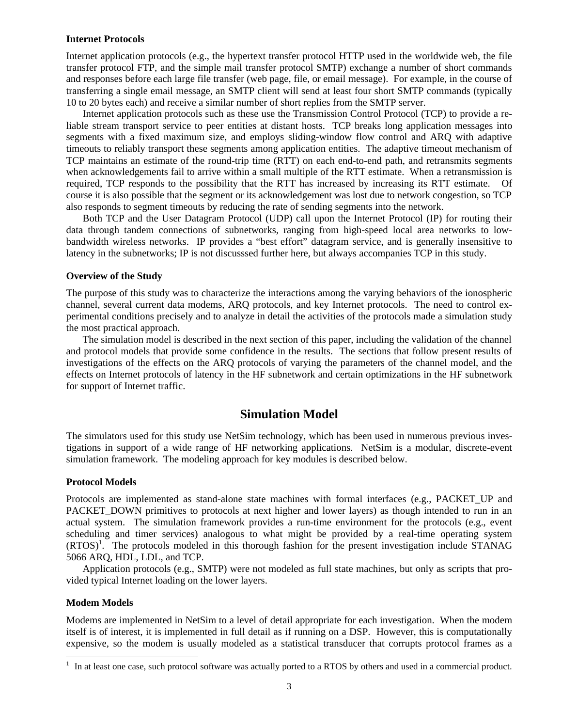**Internet Protocols**

Internet application protocols (e.g., the hypertext transfer protocol HTTP used in the worldwide web, the file transfer protocol FTP, and the simple mail transfer protocol SMTP) exchange a number of short commands and responses before each large file transfer (web page, file, or email message). For example, in the course of transferring a single email message, an SMTP client will send at least four short SMTP commands (typically 10 to 20 bytes each) and receive a similar number of short replies from the SMTP server.

Internet application protocols such as these use the Transmission Control Protocol (TCP) to provide a reliable stream transport service to peer entities at distant hosts. TCP breaks long application messages into segments with a fixed maximum size, and employs sliding-window flow control and ARQ with adaptive timeouts to reliably transport these segments among application entities. The adaptive timeout mechanism of TCP maintains an estimate of the round-trip time (RTT) on each end-to-end path, and retransmits segments when acknowledgements fail to arrive within a small multiple of the RTT estimate. When a retransmission is required, TCP responds to the possibility that the RTT has increased by increasing its RTT estimate. Of course it is also possible that the segment or its acknowledgement was lost due to network congestion, so TCP also responds to segment timeouts by reducing the rate of sending segments into the network.

Both TCP and the User Datagram Protocol (UDP) call upon the Internet Protocol (IP) for routing their data through tandem connections of subnetworks, ranging from high-speed local area networks to low-bandwidth wireless networks. IP provides a "best effort" datagram service, and is generally insensitive to latency in the subnetworks; IP is not discusssed further here, but always accompanies TCP in this study.

**Overview of the Study**

The purpose of this study was to characterize the interactions among the varying behaviors of the ionospheric channel, several current data modems, ARQ protocols, and key Internet protocols. The need to control experimental conditions precisely and to analyze in detail the activities of the protocols made a simulation study the most practical approach.

The simulation model is described in the next section of this paper, including the validation of the channel and protocol models that provide some confidence in the results. The sections that follow present results of investigations of the effects on the ARQ protocols of varying the parameters of the channel model, and the effects on Internet protocols of latency in the HF subnetwork and certain optimizations in the HF subnetwork for support of Internet traffic.

## Simulation Model

The simulators used for this study use NetSim technology, which has been used in numerous previous investigations in support of a wide range of HF networking applications. NetSim is a modular, discrete-event simulation framework. The modeling approach for key modules is described below.

**Protocol Models**

Protocols are implemented as stand-alone state machines with formal interfaces (e.g., PACKET_UP and PACKET_DOWN primitives to protocols at next higher and lower layers) as though intended to run in an actual system. The simulation framework provides a run-time environment for the protocols (e.g., event scheduling and timer services) analogous to what might be provided by a real-time operating system (RTOS)[1]. The protocols modeled in this thorough fashion for the present investigation include STANAG 5066 ARQ, HDL, LDL, and TCP.

Application protocols (e.g., SMTP) were not modeled as full state machines, but only as scripts that provided typical Internet loading on the lower layers.

**Modem Models**

Modems are implemented in NetSim to a level of detail appropriate for each investigation. When the modem itself is of interest, it is implemented in full detail as if running on a DSP. However, this is computationally expensive, so the modem is usually modeled as a statistical transducer that corrupts protocol frames as a

[1] In at least one case, such protocol software was actually ported to a RTOS by others and used in a commercial product.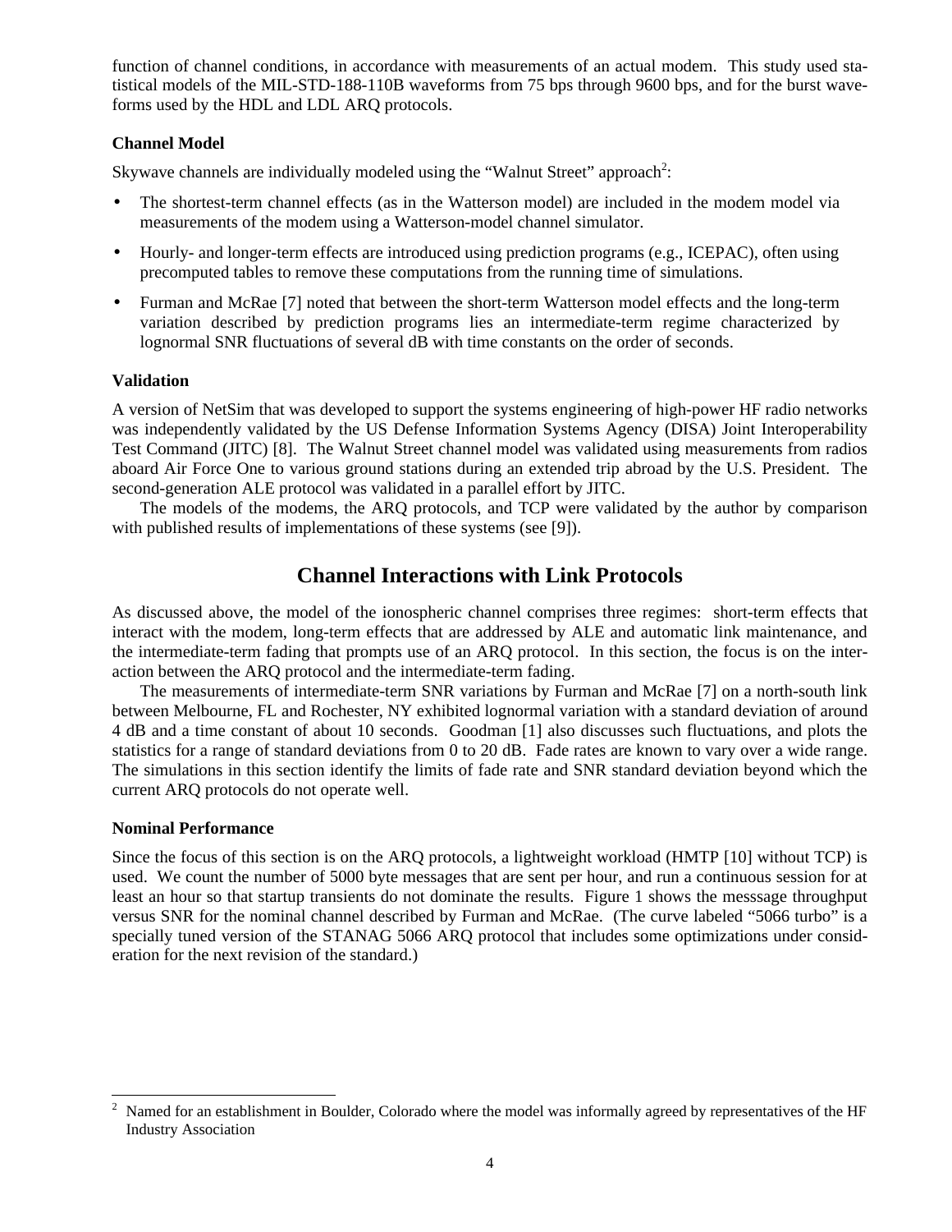function of channel conditions, in accordance with measurements of an actual modem. This study used statistical models of the MIL-STD-188-110B waveforms from 75 bps through 9600 bps, and for the burst waveforms used by the HDL and LDL ARQ protocols.

### Channel Model

Skywave channels are individually modeled using the "Walnut Street" approach[2]:

- The shortest-term channel effects (as in the Watterson model) are included in the modem model via measurements of the modem using a Watterson-model channel simulator.
- Hourly- and longer-term effects are introduced using prediction programs (e.g., ICEPAC), often using precomputed tables to remove these computations from the running time of simulations.
- Furman and McRae [7] noted that between the short-term Watterson model effects and the long-term variation described by prediction programs lies an intermediate-term regime characterized by lognormal SNR fluctuations of several dB with time constants on the order of seconds.

### Validation

A version of NetSim that was developed to support the systems engineering of high-power HF radio networks was independently validated by the US Defense Information Systems Agency (DISA) Joint Interoperability Test Command (JITC) [8]. The Walnut Street channel model was validated using measurements from radios aboard Air Force One to various ground stations during an extended trip abroad by the U.S. President. The second-generation ALE protocol was validated in a parallel effort by JITC.

The models of the modems, the ARQ protocols, and TCP were validated by the author by comparison with published results of implementations of these systems (see [9]).

## Channel Interactions with Link Protocols

As discussed above, the model of the ionospheric channel comprises three regimes: short-term effects that interact with the modem, long-term effects that are addressed by ALE and automatic link maintenance, and the intermediate-term fading that prompts use of an ARQ protocol. In this section, the focus is on the interaction between the ARQ protocol and the intermediate-term fading.

The measurements of intermediate-term SNR variations by Furman and McRae [7] on a north-south link between Melbourne, FL and Rochester, NY exhibited lognormal variation with a standard deviation of around 4 dB and a time constant of about 10 seconds. Goodman [1] also discusses such fluctuations, and plots the statistics for a range of standard deviations from 0 to 20 dB. Fade rates are known to vary over a wide range. The simulations in this section identify the limits of fade rate and SNR standard deviation beyond which the current ARQ protocols do not operate well.

### Nominal Performance

Since the focus of this section is on the ARQ protocols, a lightweight workload (HMTP [10] without TCP) is used. We count the number of 5000 byte messages that are sent per hour, and run a continuous session for at least an hour so that startup transients do not dominate the results. Figure 1 shows the messsage throughput versus SNR for the nominal channel described by Furman and McRae. (The curve labeled "5066 turbo" is a specially tuned version of the STANAG 5066 ARQ protocol that includes some optimizations under consideration for the next revision of the standard.)

---

[2] Named for an establishment in Boulder, Colorado where the model was informally agreed by representatives of the HF Industry Association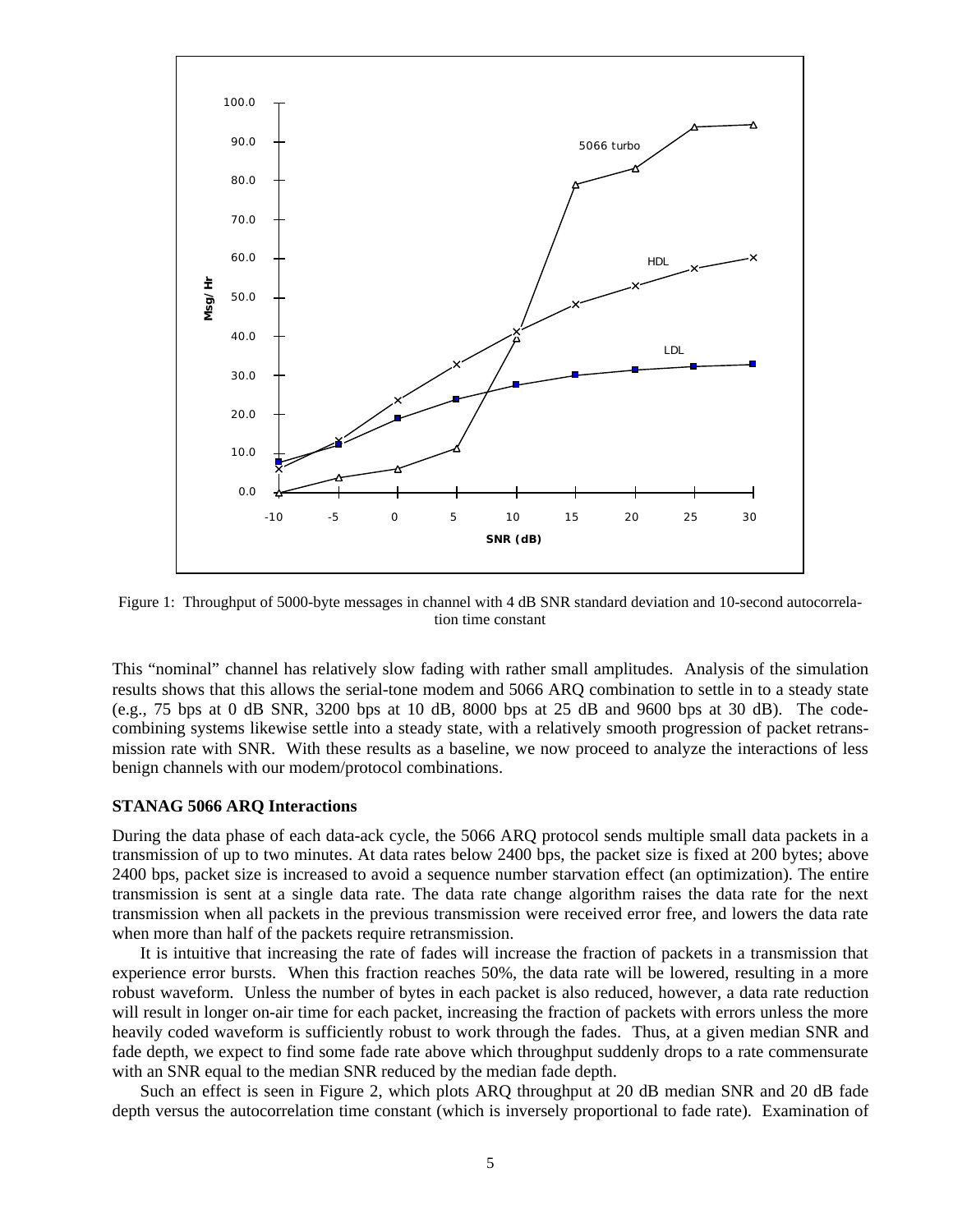Figure 1: Throughput of 5000-byte messages in channel with 4 dB SNR standard deviation and 10-second autocorrelation time constant

This "nominal" channel has relatively slow fading with rather small amplitudes. Analysis of the simulation results shows that this allows the serial-tone modem and 5066 ARQ combination to settle in to a steady state (e.g., 75 bps at 0 dB SNR, 3200 bps at 10 dB, 8000 bps at 25 dB and 9600 bps at 30 dB). The code-combining systems likewise settle into a steady state, with a relatively smooth progression of packet retransmission rate with SNR. With these results as a baseline, we now proceed to analyze the interactions of less benign channels with our modem/protocol combinations.

**STANAG 5066 ARQ Interactions**

During the data phase of each data-ack cycle, the 5066 ARQ protocol sends multiple small data packets in a transmission of up to two minutes. At data rates below 2400 bps, the packet size is fixed at 200 bytes; above 2400 bps, packet size is increased to avoid a sequence number starvation effect (an optimization). The entire transmission is sent at a single data rate. The data rate change algorithm raises the data rate for the next transmission when all packets in the previous transmission were received error free, and lowers the data rate when more than half of the packets require retransmission.

It is intuitive that increasing the rate of fades will increase the fraction of packets in a transmission that experience error bursts. When this fraction reaches 50%, the data rate will be lowered, resulting in a more robust waveform. Unless the number of bytes in each packet is also reduced, however, a data rate reduction will result in longer on-air time for each packet, increasing the fraction of packets with errors unless the more heavily coded waveform is sufficiently robust to work through the fades. Thus, at a given median SNR and fade depth, we expect to find some fade rate above which throughput suddenly drops to a rate commensurate with an SNR equal to the median SNR reduced by the median fade depth.

Such an effect is seen in Figure 2, which plots ARQ throughput at 20 dB median SNR and 20 dB fade depth versus the autocorrelation time constant (which is inversely proportional to fade rate). Examination of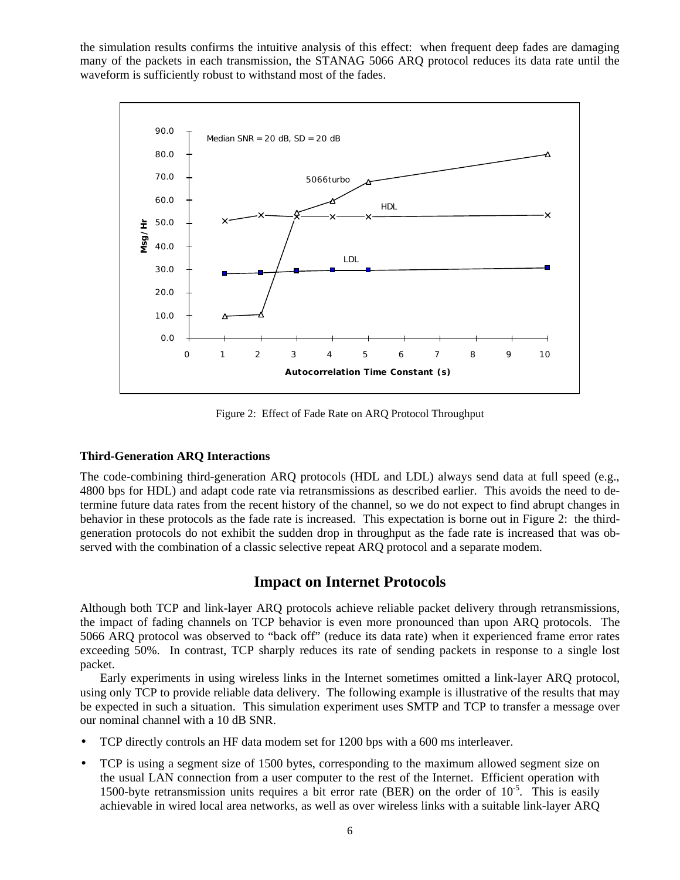the simulation results confirms the intuitive analysis of this effect: when frequent deep fades are damaging many of the packets in each transmission, the STANAG 5066 ARQ protocol reduces its data rate until the waveform is sufficiently robust to withstand most of the fades.

Figure 2: Effect of Fade Rate on ARQ Protocol Throughput

### Third-Generation ARQ Interactions

The code-combining third-generation ARQ protocols (HDL and LDL) always send data at full speed (e.g., 4800 bps for HDL) and adapt code rate via retransmissions as described earlier. This avoids the need to determine future data rates from the recent history of the channel, so we do not expect to find abrupt changes in behavior in these protocols as the fade rate is increased. This expectation is borne out in Figure 2: the third-generation protocols do not exhibit the sudden drop in throughput as the fade rate is increased that was observed with the combination of a classic selective repeat ARQ protocol and a separate modem.

## Impact on Internet Protocols

Although both TCP and link-layer ARQ protocols achieve reliable packet delivery through retransmissions, the impact of fading channels on TCP behavior is even more pronounced than upon ARQ protocols. The 5066 ARQ protocol was observed to "back off" (reduce its data rate) when it experienced frame error rates exceeding 50%. In contrast, TCP sharply reduces its rate of sending packets in response to a single lost packet.

Early experiments in using wireless links in the Internet sometimes omitted a link-layer ARQ protocol, using only TCP to provide reliable data delivery. The following example is illustrative of the results that may be expected in such a situation. This simulation experiment uses SMTP and TCP to transfer a message over our nominal channel with a 10 dB SNR.

- TCP directly controls an HF data modem set for 1200 bps with a 600 ms interleaver.
- TCP is using a segment size of 1500 bytes, corresponding to the maximum allowed segment size on the usual LAN connection from a user computer to the rest of the Internet. Efficient operation with 1500-byte retransmission units requires a bit error rate (BER) on the order of $10^{-5}$. This is easily achievable in wired local area networks, as well as over wireless links with a suitable link-layer ARQ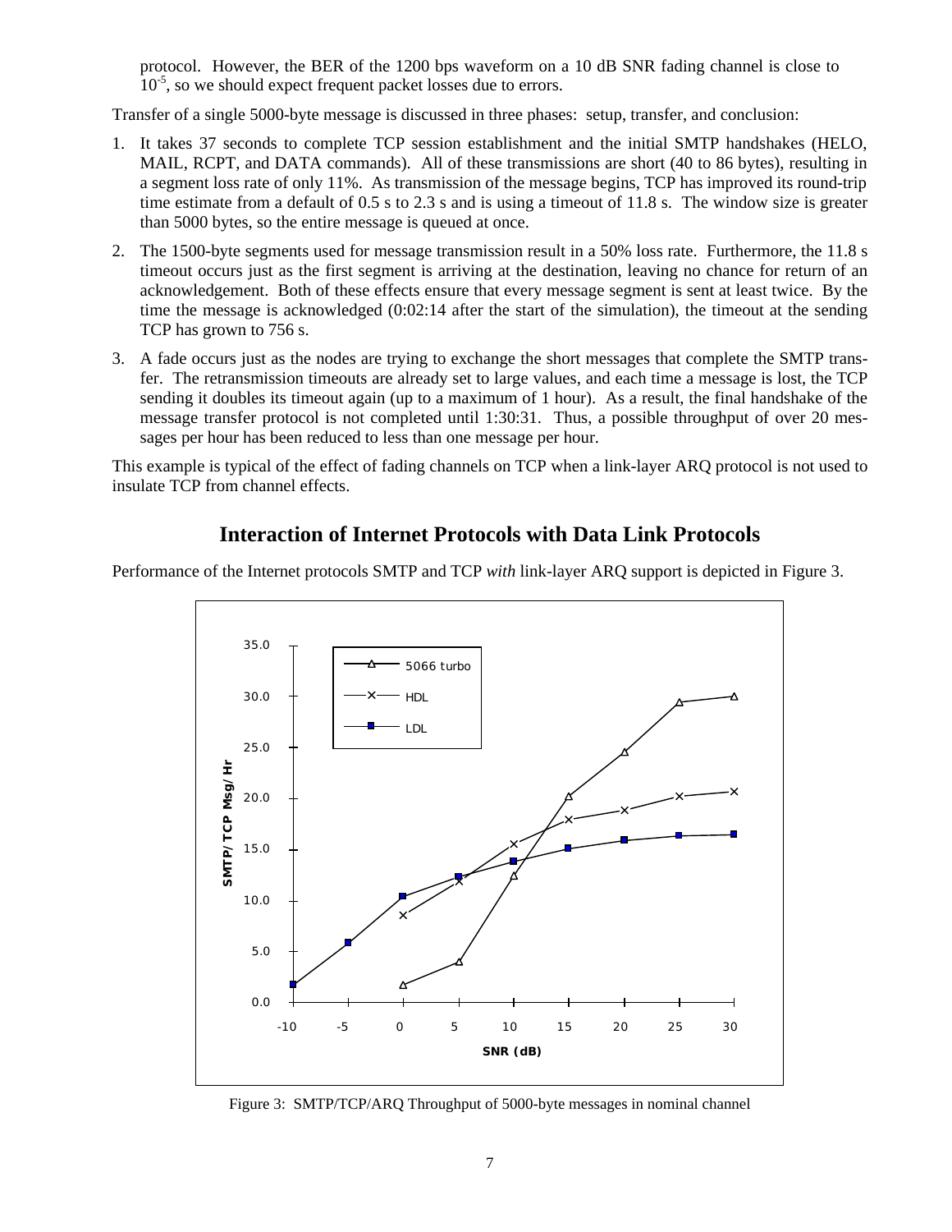protocol. However, the BER of the 1200 bps waveform on a 10 dB SNR fading channel is close to $10^{-5}$, so we should expect frequent packet losses due to errors.

Transfer of a single 5000-byte message is discussed in three phases: setup, transfer, and conclusion:

1. It takes 37 seconds to complete TCP session establishment and the initial SMTP handshakes (HELO, MAIL, RCPT, and DATA commands). All of these transmissions are short (40 to 86 bytes), resulting in a segment loss rate of only 11%. As transmission of the message begins, TCP has improved its round-trip time estimate from a default of 0.5 s to 2.3 s and is using a timeout of 11.8 s. The window size is greater than 5000 bytes, so the entire message is queued at once.
2. The 1500-byte segments used for message transmission result in a 50% loss rate. Furthermore, the 11.8 s timeout occurs just as the first segment is arriving at the destination, leaving no chance for return of an acknowledgement. Both of these effects ensure that every message segment is sent at least twice. By the time the message is acknowledged (0:02:14 after the start of the simulation), the timeout at the sending TCP has grown to 756 s.
3. A fade occurs just as the nodes are trying to exchange the short messages that complete the SMTP transfer. The retransmission timeouts are already set to large values, and each time a message is lost, the TCP sending it doubles its timeout again (up to a maximum of 1 hour). As a result, the final handshake of the message transfer protocol is not completed until 1:30:31. Thus, a possible throughput of over 20 messages per hour has been reduced to less than one message per hour.

This example is typical of the effect of fading channels on TCP when a link-layer ARQ protocol is not used to insulate TCP from channel effects.

## Interaction of Internet Protocols with Data Link Protocols

Performance of the Internet protocols SMTP and TCP *with* link-layer ARQ support is depicted in Figure 3.

Figure 3: SMTP/TCP/ARQ Throughput of 5000-byte messages in nominal channel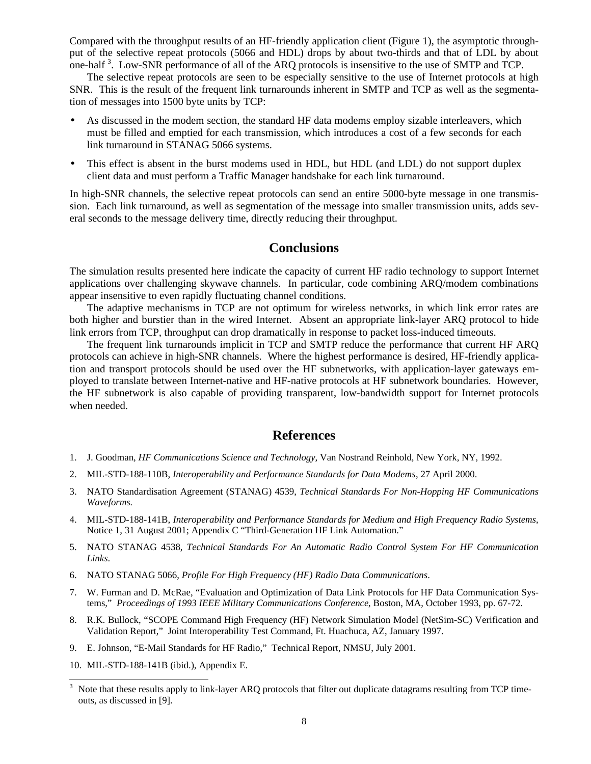Compared with the throughput results of an HF-friendly application client (Figure 1), the asymptotic throughput of the selective repeat protocols (5066 and HDL) drops by about two-thirds and that of LDL by about one-half [3]. Low-SNR performance of all of the ARQ protocols is insensitive to the use of SMTP and TCP.

The selective repeat protocols are seen to be especially sensitive to the use of Internet protocols at high SNR. This is the result of the frequent link turnarounds inherent in SMTP and TCP as well as the segmentation of messages into 1500 byte units by TCP:

- As discussed in the modem section, the standard HF data modems employ sizable interleavers, which must be filled and emptied for each transmission, which introduces a cost of a few seconds for each link turnaround in STANAG 5066 systems.
- This effect is absent in the burst modems used in HDL, but HDL (and LDL) do not support duplex client data and must perform a Traffic Manager handshake for each link turnaround.

In high-SNR channels, the selective repeat protocols can send an entire 5000-byte message in one transmission. Each link turnaround, as well as segmentation of the message into smaller transmission units, adds several seconds to the message delivery time, directly reducing their throughput.

## Conclusions

The simulation results presented here indicate the capacity of current HF radio technology to support Internet applications over challenging skywave channels. In particular, code combining ARQ/modem combinations appear insensitive to even rapidly fluctuating channel conditions.

The adaptive mechanisms in TCP are not optimum for wireless networks, in which link error rates are both higher and burstier than in the wired Internet. Absent an appropriate link-layer ARQ protocol to hide link errors from TCP, throughput can drop dramatically in response to packet loss-induced timeouts.

The frequent link turnarounds implicit in TCP and SMTP reduce the performance that current HF ARQ protocols can achieve in high-SNR channels. Where the highest performance is desired, HF-friendly application and transport protocols should be used over the HF subnetworks, with application-layer gateways employed to translate between Internet-native and HF-native protocols at HF subnetwork boundaries. However, the HF subnetwork is also capable of providing transparent, low-bandwidth support for Internet protocols when needed.

## References

1. J. Goodman, *HF Communications Science and Technology*, Van Nostrand Reinhold, New York, NY, 1992.
2. MIL-STD-188-110B, *Interoperability and Performance Standards for Data Modems*, 27 April 2000.
3. NATO Standardisation Agreement (STANAG) 4539, *Technical Standards For Non-Hopping HF Communications Waveforms.*
4. MIL-STD-188-141B, *Interoperability and Performance Standards for Medium and High Frequency Radio Systems*, Notice 1, 31 August 2001; Appendix C "Third-Generation HF Link Automation."
5. NATO STANAG 4538, *Technical Standards For An Automatic Radio Control System For HF Communication Links*.
6. NATO STANAG 5066, *Profile For High Frequency (HF) Radio Data Communications*.
7. W. Furman and D. McRae, "Evaluation and Optimization of Data Link Protocols for HF Data Communication Systems," *Proceedings of 1993 IEEE Military Communications Conference*, Boston, MA, October 1993, pp. 67-72.
8. R.K. Bullock, "SCOPE Command High Frequency (HF) Network Simulation Model (NetSim-SC) Verification and Validation Report," Joint Interoperability Test Command, Ft. Huachuca, AZ, January 1997.
9. E. Johnson, "E-Mail Standards for HF Radio," Technical Report, NMSU, July 2001.
10. MIL-STD-188-141B (ibid.), Appendix E.

[3] Note that these results apply to link-layer ARQ protocols that filter out duplicate datagrams resulting from TCP timeouts, as discussed in [9].